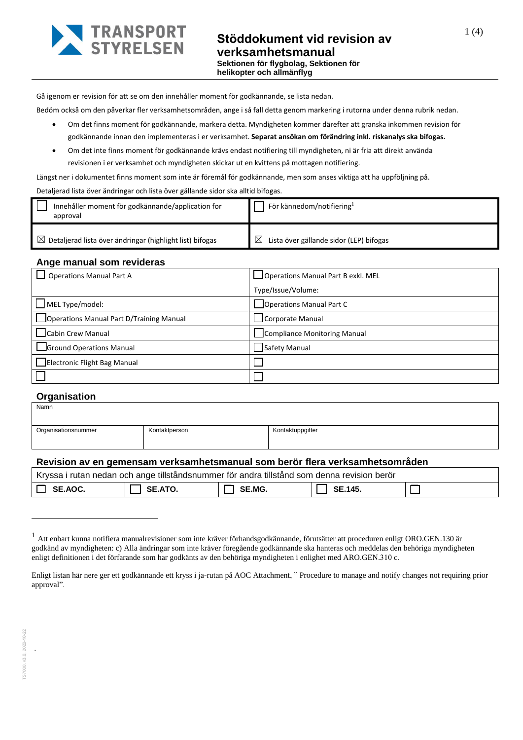# Stöddokument vid revision av verksamhetsmanual

**Sektionen för flygbolag, Sektionen för helikopter och allmänflyg**

Gå igenom er revision för att se om den innehåller moment för godkännande, se lista nedan.

Bedöm också om den påverkar fler verksamhetsområden, ange i så fall detta genom markering i rutorna under denna rubrik nedan.

- Om det finns moment för godkännande, markera detta. Myndigheten kommer därefter att granska inkommen revision för godkännande innan den implementeras i er verksamhet. **Separat ansökan om förändring inkl. riskanalys ska bifogas.**
- Om det inte finns moment för godkännande krävs endast notifiering till myndigheten, ni är fria att direkt använda revisionen i er verksamhet och myndigheten skickar ut en kvittens på mottagen notifiering.

Längst ner i dokumentet finns moment som inte är föremål för godkännande, men som anses viktiga att ha uppföljning på.

Detaljerad lista över ändringar och lista över gällande sidor ska alltid bifogas.

| | |
|---|---|
| ☐ Innehåller moment för godkännande/application for approval | ☐ För kännedom/notifiering[1] |
| ☒ Detaljerad lista över ändringar (highlight list) bifogas | ☒ Lista över gällande sidor (LEP) bifogas |

## Ange manual som revideras

| | |
|---|---|
| ☐ Operations Manual Part A | ☐ Operations Manual Part B exkl. MEL<br>Type/Issue/Volume: |
| ☐ MEL Type/model: | ☐ Operations Manual Part C |
| ☐ Operations Manual Part D/Training Manual | ☐ Corporate Manual |
| ☐ Cabin Crew Manual | ☐ Compliance Monitoring Manual |
| ☐ Ground Operations Manual | ☐ Safety Manual |
| ☐ Electronic Flight Bag Manual | ☐ |
| ☐ | ☐ |

## Organisation

| Namn | | |
|---|---|---|
| Organisationsnummer | Kontaktperson | Kontaktuppgifter |

## Revision av en gemensam verksamhetsmanual som berör flera verksamhetsområden

Kryssa i rutan nedan och ange tillståndsnummer för andra tillstånd som denna revision berör

| | | | | |
|---|---|---|---|---|
| ☐ **SE.AOC.** | ☐ **SE.ATO.** | ☐ **SE.MG.** | ☐ **SE.145.** | ☐ |

---

[1] Att enbart kunna notifiera manualrevisioner som inte kräver förhandsgodkännande, förutsätter att proceduren enligt ORO.GEN.130 är godkänd av myndigheten: c) Alla ändringar som inte kräver föregående godkännande ska hanteras och meddelas den behöriga myndigheten enligt definitionen i det förfarande som har godkänts av den behöriga myndigheten i enlighet med ARO.GEN.310 c.

Enligt listan här nere ger ett godkännande ett kryss i ja-rutan på AOC Attachment, " Procedure to manage and notify changes not requiring prior approval".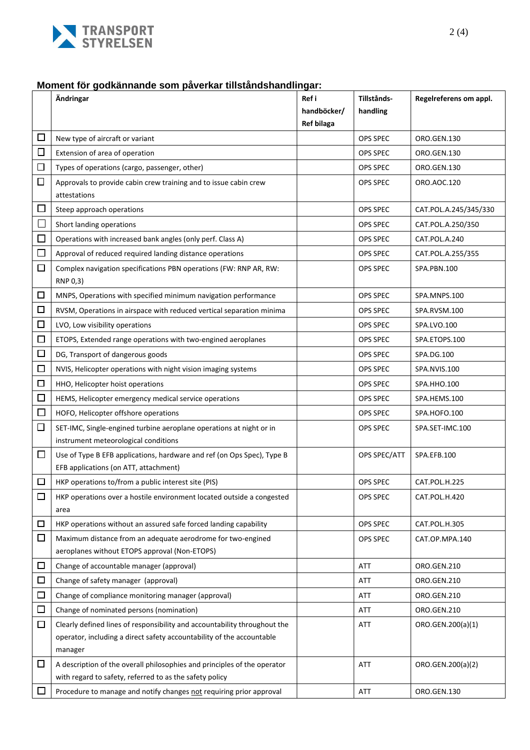### Moment för godkännande som påverkar tillståndshandlingar:

| | Ändringar | Ref i handböcker/ Ref bilaga | Tillstånds-handling | Regelreferens om appl. |
|---|---|---|---|---|
| ☐ | New type of aircraft or variant | | OPS SPEC | ORO.GEN.130 |
| ☐ | Extension of area of operation | | OPS SPEC | ORO.GEN.130 |
| ☐ | Types of operations (cargo, passenger, other) | | OPS SPEC | ORO.GEN.130 |
| ☐ | Approvals to provide cabin crew training and to issue cabin crew attestations | | OPS SPEC | ORO.AOC.120 |
| ☐ | Steep approach operations | | OPS SPEC | CAT.POL.A.245/345/330 |
| ☐ | Short landing operations | | OPS SPEC | CAT.POL.A.250/350 |
| ☐ | Operations with increased bank angles (only perf. Class A) | | OPS SPEC | CAT.POL.A.240 |
| ☐ | Approval of reduced required landing distance operations | | OPS SPEC | CAT.POL.A.255/355 |
| ☐ | Complex navigation specifications PBN operations (FW: RNP AR, RW: RNP 0,3) | | OPS SPEC | SPA.PBN.100 |
| ☐ | MNPS, Operations with specified minimum navigation performance | | OPS SPEC | SPA.MNPS.100 |
| ☐ | RVSM, Operations in airspace with reduced vertical separation minima | | OPS SPEC | SPA.RVSM.100 |
| ☐ | LVO, Low visibility operations | | OPS SPEC | SPA.LVO.100 |
| ☐ | ETOPS, Extended range operations with two-engined aeroplanes | | OPS SPEC | SPA.ETOPS.100 |
| ☐ | DG, Transport of dangerous goods | | OPS SPEC | SPA.DG.100 |
| ☐ | NVIS, Helicopter operations with night vision imaging systems | | OPS SPEC | SPA.NVIS.100 |
| ☐ | HHO, Helicopter hoist operations | | OPS SPEC | SPA.HHO.100 |
| ☐ | HEMS, Helicopter emergency medical service operations | | OPS SPEC | SPA.HEMS.100 |
| ☐ | HOFO, Helicopter offshore operations | | OPS SPEC | SPA.HOFO.100 |
| ☐ | SET-IMC, Single-engined turbine aeroplane operations at night or in instrument meteorological conditions | | OPS SPEC | SPA.SET-IMC.100 |
| ☐ | Use of Type B EFB applications, hardware and ref (on Ops Spec), Type B EFB applications (on ATT, attachment) | | OPS SPEC/ATT | SPA.EFB.100 |
| ☐ | HKP operations to/from a public interest site (PIS) | | OPS SPEC | CAT.POL.H.225 |
| ☐ | HKP operations over a hostile environment located outside a congested area | | OPS SPEC | CAT.POL.H.420 |
| ☐ | HKP operations without an assured safe forced landing capability | | OPS SPEC | CAT.POL.H.305 |
| ☐ | Maximum distance from an adequate aerodrome for two-engined aeroplanes without ETOPS approval (Non-ETOPS) | | OPS SPEC | CAT.OP.MPA.140 |
| ☐ | Change of accountable manager (approval) | | ATT | ORO.GEN.210 |
| ☐ | Change of safety manager (approval) | | ATT | ORO.GEN.210 |
| ☐ | Change of compliance monitoring manager (approval) | | ATT | ORO.GEN.210 |
| ☐ | Change of nominated persons (nomination) | | ATT | ORO.GEN.210 |
| ☐ | Clearly defined lines of responsibility and accountability throughout the operator, including a direct safety accountability of the accountable manager | | ATT | ORO.GEN.200(a)(1) |
| ☐ | A description of the overall philosophies and principles of the operator with regard to safety, referred to as the safety policy | | ATT | ORO.GEN.200(a)(2) |
| ☐ | Procedure to manage and notify changes <u>not</u> requiring prior approval | | ATT | ORO.GEN.130 |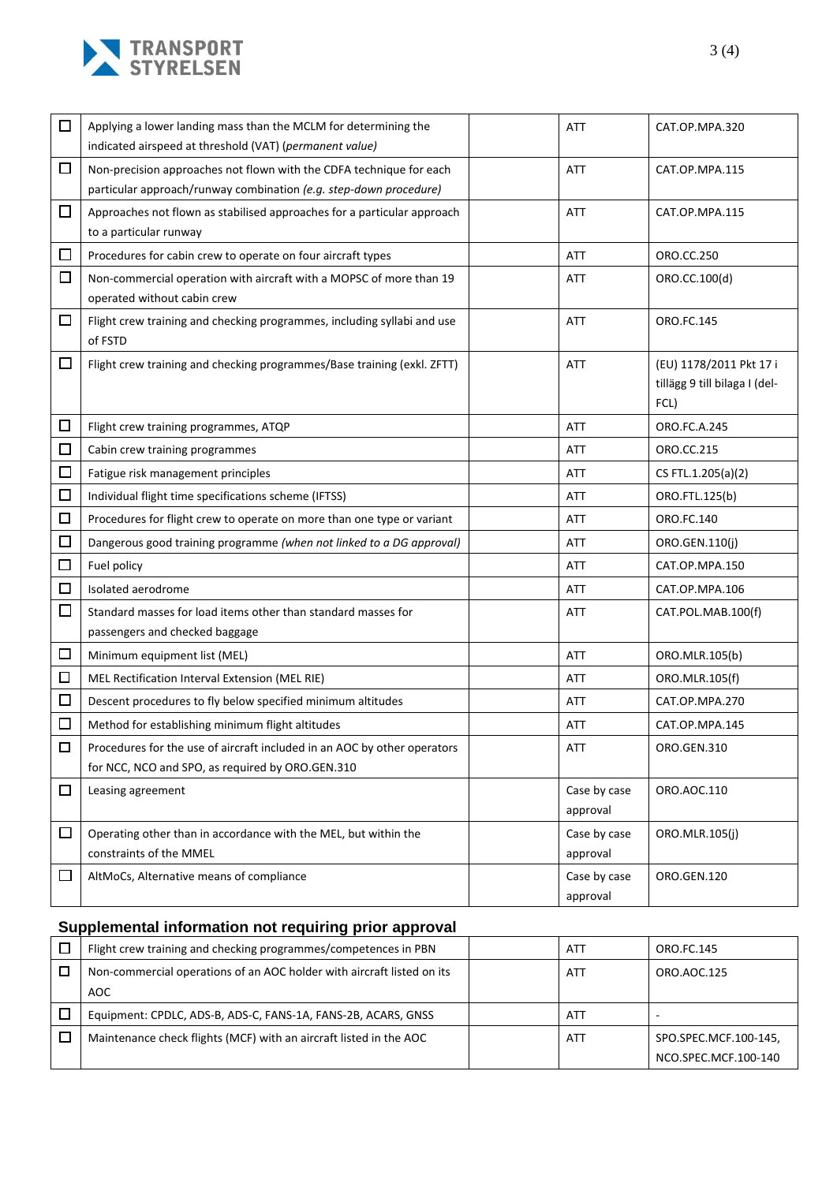| ☐ | Applying a lower landing mass than the MCLM for determining the indicated airspeed at threshold (VAT) (*permanent value)* | | ATT | CAT.OP.MPA.320 |
|---|---|---|---|---|
| ☐ | Non-precision approaches not flown with the CDFA technique for each particular approach/runway combination *(e.g. step-down procedure)* | | ATT | CAT.OP.MPA.115 |
| ☐ | Approaches not flown as stabilised approaches for a particular approach to a particular runway | | ATT | CAT.OP.MPA.115 |
| ☐ | Procedures for cabin crew to operate on four aircraft types | | ATT | ORO.CC.250 |
| ☐ | Non-commercial operation with aircraft with a MOPSC of more than 19 operated without cabin crew | | ATT | ORO.CC.100(d) |
| ☐ | Flight crew training and checking programmes, including syllabi and use of FSTD | | ATT | ORO.FC.145 |
| ☐ | Flight crew training and checking programmes/Base training (exkl. ZFTT) | | ATT | (EU) 1178/2011 Pkt 17 i tillägg 9 till bilaga I (del-FCL) |
| ☐ | Flight crew training programmes, ATQP | | ATT | ORO.FC.A.245 |
| ☐ | Cabin crew training programmes | | ATT | ORO.CC.215 |
| ☐ | Fatigue risk management principles | | ATT | CS FTL.1.205(a)(2) |
| ☐ | Individual flight time specifications scheme (IFTSS) | | ATT | ORO.FTL.125(b) |
| ☐ | Procedures for flight crew to operate on more than one type or variant | | ATT | ORO.FC.140 |
| ☐ | Dangerous good training programme *(when not linked to a DG approval)* | | ATT | ORO.GEN.110(j) |
| ☐ | Fuel policy | | ATT | CAT.OP.MPA.150 |
| ☐ | Isolated aerodrome | | ATT | CAT.OP.MPA.106 |
| ☐ | Standard masses for load items other than standard masses for passengers and checked baggage | | ATT | CAT.POL.MAB.100(f) |
| ☐ | Minimum equipment list (MEL) | | ATT | ORO.MLR.105(b) |
| ☐ | MEL Rectification Interval Extension (MEL RIE) | | ATT | ORO.MLR.105(f) |
| ☐ | Descent procedures to fly below specified minimum altitudes | | ATT | CAT.OP.MPA.270 |
| ☐ | Method for establishing minimum flight altitudes | | ATT | CAT.OP.MPA.145 |
| ☐ | Procedures for the use of aircraft included in an AOC by other operators for NCC, NCO and SPO, as required by ORO.GEN.310 | | ATT | ORO.GEN.310 |
| ☐ | Leasing agreement | | Case by case approval | ORO.AOC.110 |
| ☐ | Operating other than in accordance with the MEL, but within the constraints of the MMEL | | Case by case approval | ORO.MLR.105(j) |
| ☐ | AltMoCs, Alternative means of compliance | | Case by case approval | ORO.GEN.120 |

## Supplemental information not requiring prior approval

| ☐ | Flight crew training and checking programmes/competences in PBN | | ATT | ORO.FC.145 |
|---|---|---|---|---|
| ☐ | Non-commercial operations of an AOC holder with aircraft listed on its AOC | | ATT | ORO.AOC.125 |
| ☐ | Equipment: CPDLC, ADS-B, ADS-C, FANS-1A, FANS-2B, ACARS, GNSS | | ATT | - |
| ☐ | Maintenance check flights (MCF) with an aircraft listed in the AOC | | ATT | SPO.SPEC.MCF.100-145, NCO.SPEC.MCF.100-140 |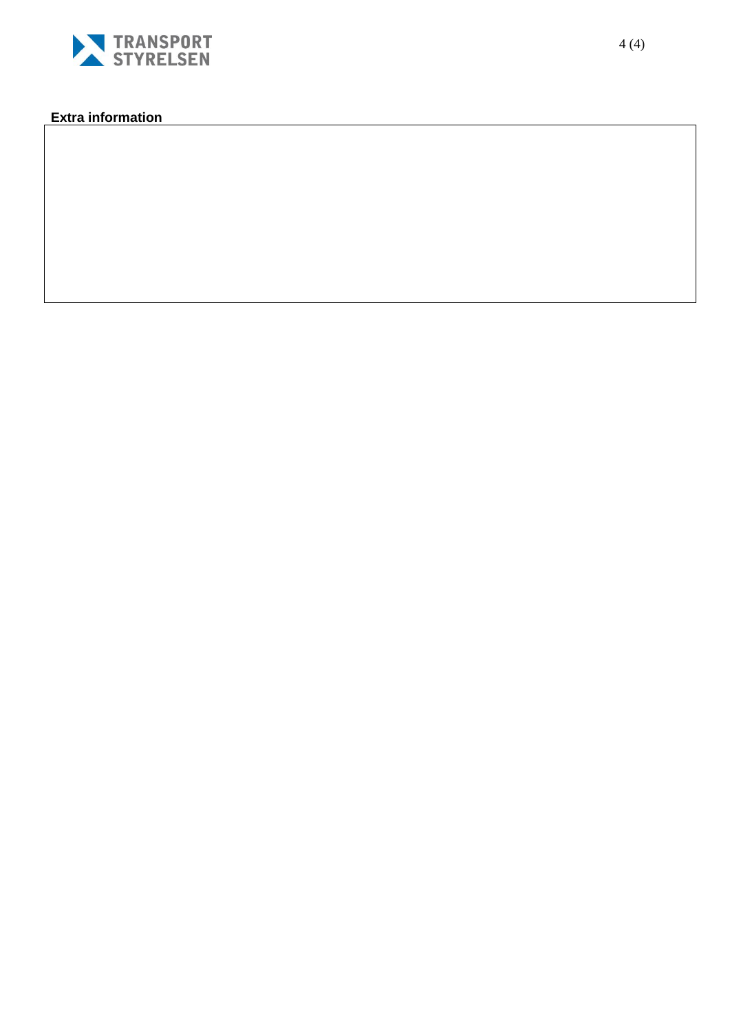**Extra information**